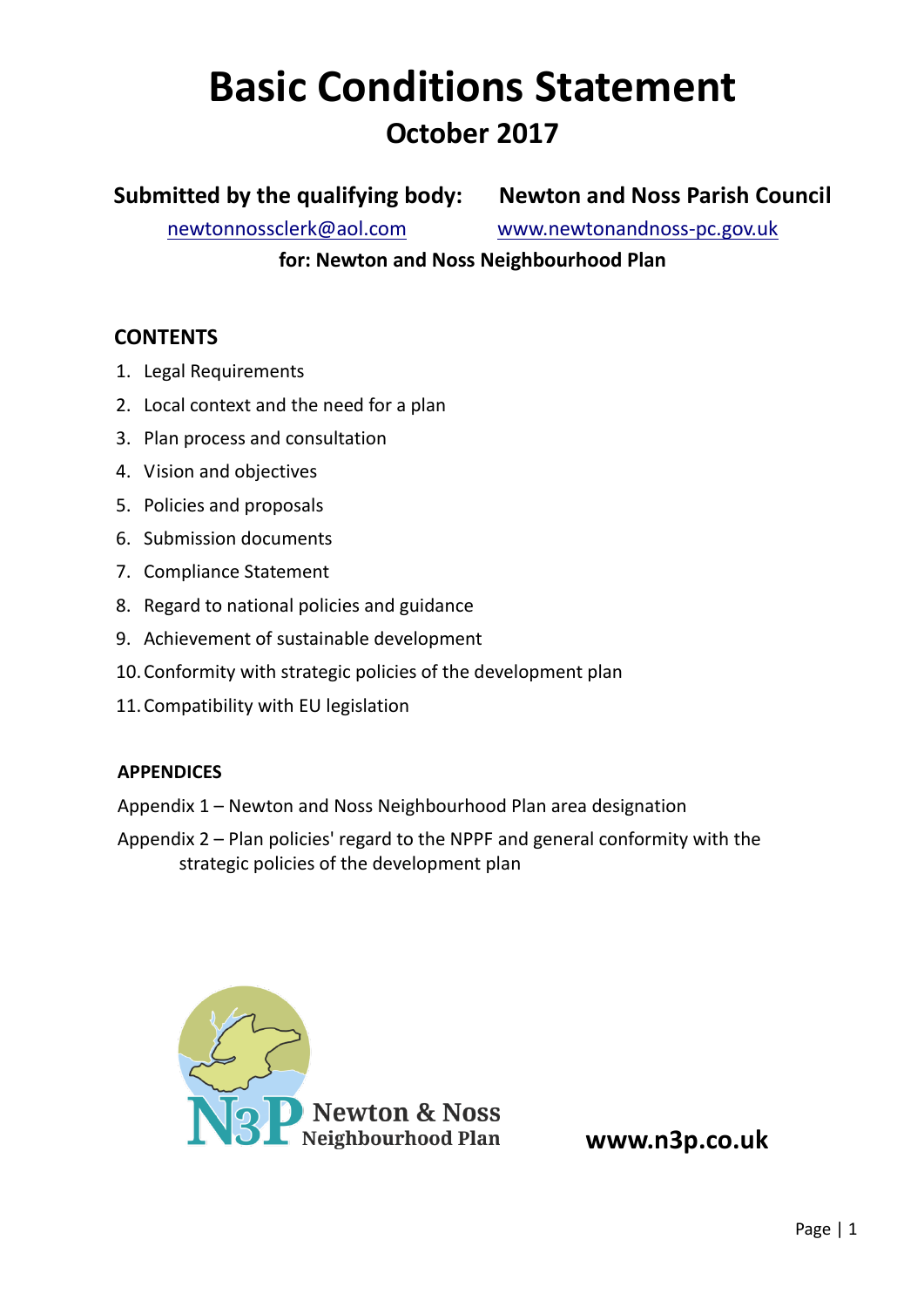# Basic Conditions Statement

## October 2017

**Submitted by the qualifying body: Newton and Noss Parish Council**

newtonnossclerk@aol.com www.newtonandnoss-pc.gov.uk

**for: Newton and Noss Neighbourhood Plan**

### CONTENTS

1. Legal Requirements
2. Local context and the need for a plan
3. Plan process and consultation
4. Vision and objectives
5. Policies and proposals
6. Submission documents
7. Compliance Statement
8. Regard to national policies and guidance
9. Achievement of sustainable development
10. Conformity with strategic policies of the development plan
11. Compatibility with EU legislation

### APPENDICES

Appendix 1 – Newton and Noss Neighbourhood Plan area designation

Appendix 2 – Plan policies' regard to the NPPF and general conformity with the strategic policies of the development plan

N3P Newton & Noss Neighbourhood Plan

**www.n3p.co.uk**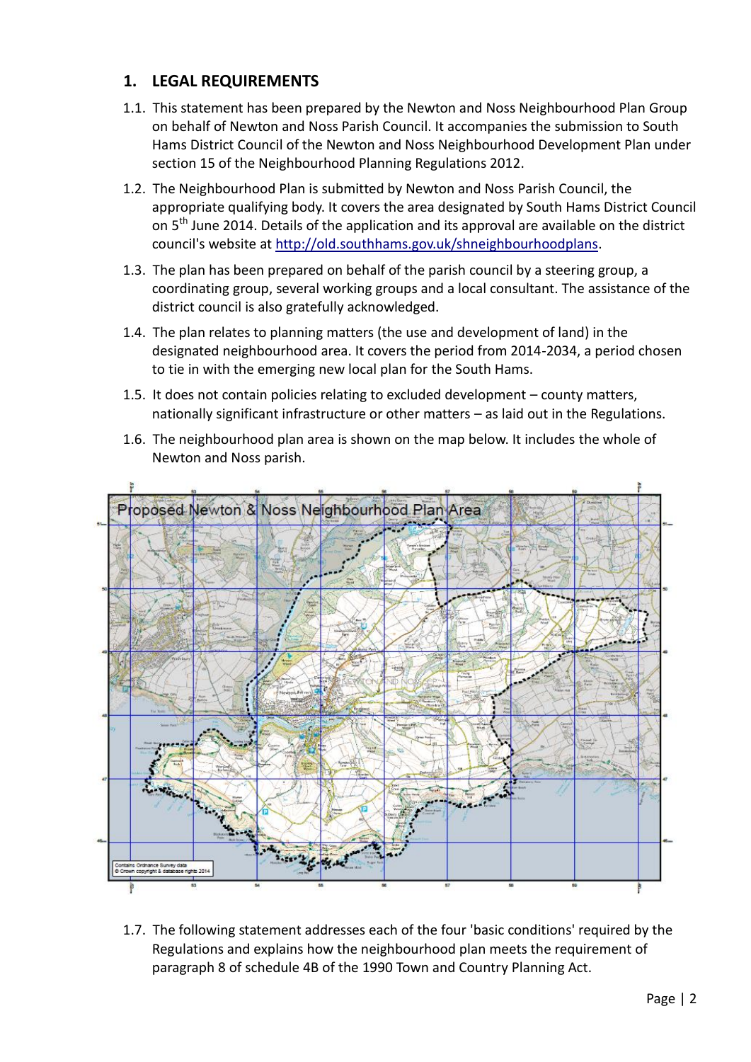## 1. LEGAL REQUIREMENTS

1.1. This statement has been prepared by the Newton and Noss Neighbourhood Plan Group on behalf of Newton and Noss Parish Council. It accompanies the submission to South Hams District Council of the Newton and Noss Neighbourhood Development Plan under section 15 of the Neighbourhood Planning Regulations 2012.

1.2. The Neighbourhood Plan is submitted by Newton and Noss Parish Council, the appropriate qualifying body. It covers the area designated by South Hams District Council on 5th June 2014. Details of the application and its approval are available on the district council's website at http://old.southhams.gov.uk/shneighbourhoodplans.

1.3. The plan has been prepared on behalf of the parish council by a steering group, a coordinating group, several working groups and a local consultant. The assistance of the district council is also gratefully acknowledged.

1.4. The plan relates to planning matters (the use and development of land) in the designated neighbourhood area. It covers the period from 2014-2034, a period chosen to tie in with the emerging new local plan for the South Hams.

1.5. It does not contain policies relating to excluded development – county matters, nationally significant infrastructure or other matters – as laid out in the Regulations.

1.6. The neighbourhood plan area is shown on the map below. It includes the whole of Newton and Noss parish.

Proposed Newton & Noss Neighbourhood Plan Area

Contains Ordnance Survey data © Crown copyright & database rights 2014

1.7. The following statement addresses each of the four 'basic conditions' required by the Regulations and explains how the neighbourhood plan meets the requirement of paragraph 8 of schedule 4B of the 1990 Town and Country Planning Act.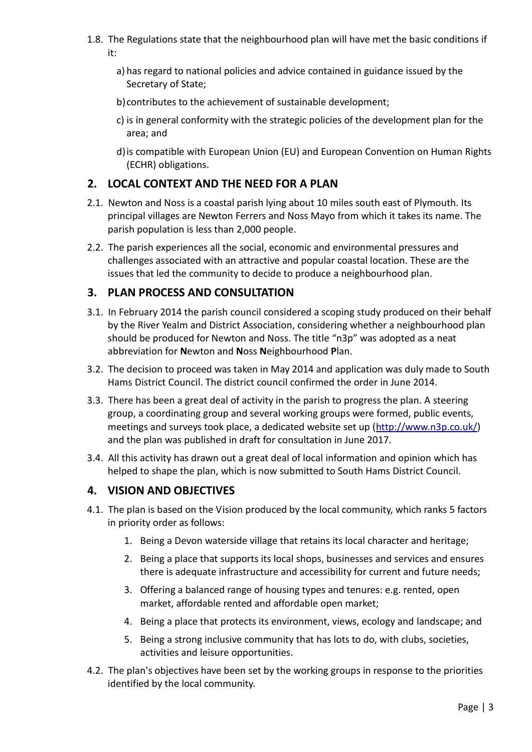1.8. The Regulations state that the neighbourhood plan will have met the basic conditions if it:

   a) has regard to national policies and advice contained in guidance issued by the Secretary of State;

   b) contributes to the achievement of sustainable development;

   c) is in general conformity with the strategic policies of the development plan for the area; and

   d) is compatible with European Union (EU) and European Convention on Human Rights (ECHR) obligations.

## 2. LOCAL CONTEXT AND THE NEED FOR A PLAN

2.1. Newton and Noss is a coastal parish lying about 10 miles south east of Plymouth. Its principal villages are Newton Ferrers and Noss Mayo from which it takes its name. The parish population is less than 2,000 people.

2.2. The parish experiences all the social, economic and environmental pressures and challenges associated with an attractive and popular coastal location. These are the issues that led the community to decide to produce a neighbourhood plan.

## 3. PLAN PROCESS AND CONSULTATION

3.1. In February 2014 the parish council considered a scoping study produced on their behalf by the River Yealm and District Association, considering whether a neighbourhood plan should be produced for Newton and Noss. The title "n3p" was adopted as a neat abbreviation for **N**ewton and **N**oss **N**eighbourhood **P**lan.

3.2. The decision to proceed was taken in May 2014 and application was duly made to South Hams District Council. The district council confirmed the order in June 2014.

3.3. There has been a great deal of activity in the parish to progress the plan. A steering group, a coordinating group and several working groups were formed, public events, meetings and surveys took place, a dedicated website set up (http://www.n3p.co.uk/) and the plan was published in draft for consultation in June 2017.

3.4. All this activity has drawn out a great deal of local information and opinion which has helped to shape the plan, which is now submitted to South Hams District Council.

## 4. VISION AND OBJECTIVES

4.1. The plan is based on the Vision produced by the local community, which ranks 5 factors in priority order as follows:

   1. Being a Devon waterside village that retains its local character and heritage;
   2. Being a place that supports its local shops, businesses and services and ensures there is adequate infrastructure and accessibility for current and future needs;
   3. Offering a balanced range of housing types and tenures: e.g. rented, open market, affordable rented and affordable open market;
   4. Being a place that protects its environment, views, ecology and landscape; and
   5. Being a strong inclusive community that has lots to do, with clubs, societies, activities and leisure opportunities.

4.2. The plan's objectives have been set by the working groups in response to the priorities identified by the local community.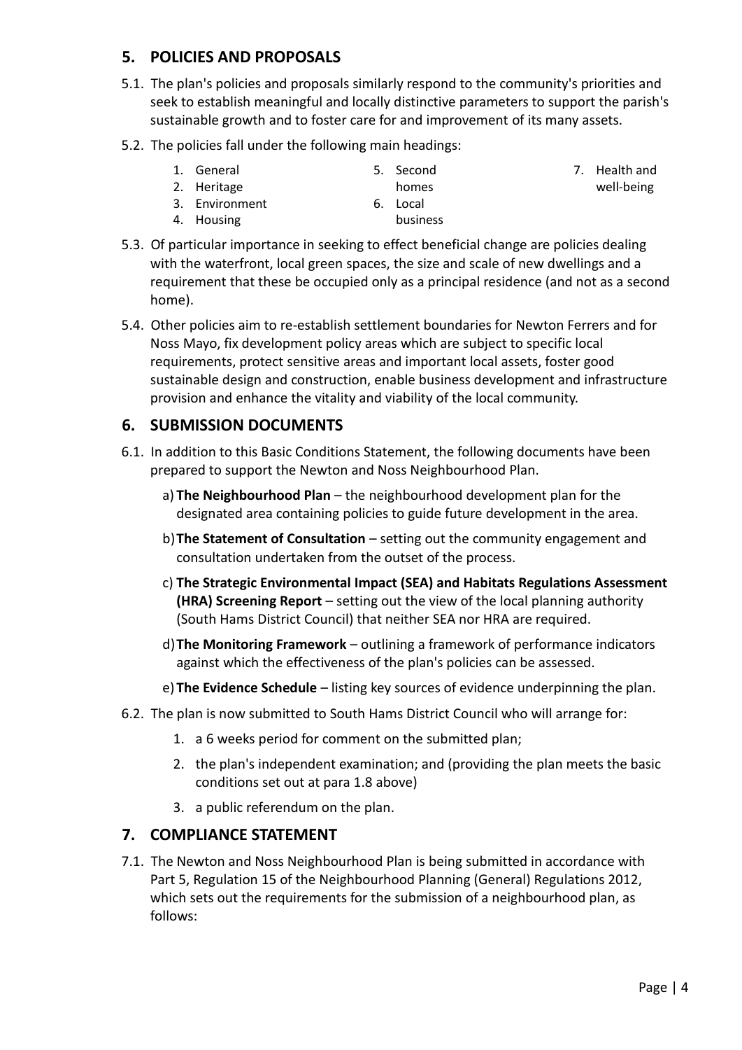## 5. POLICIES AND PROPOSALS

5.1. The plan's policies and proposals similarly respond to the community's priorities and seek to establish meaningful and locally distinctive parameters to support the parish's sustainable growth and to foster care for and improvement of its many assets.

5.2. The policies fall under the following main headings:

1. General
2. Heritage
3. Environment
4. Housing
5. Second homes
6. Local business
7. Health and well-being

5.3. Of particular importance in seeking to effect beneficial change are policies dealing with the waterfront, local green spaces, the size and scale of new dwellings and a requirement that these be occupied only as a principal residence (and not as a second home).

5.4. Other policies aim to re-establish settlement boundaries for Newton Ferrers and for Noss Mayo, fix development policy areas which are subject to specific local requirements, protect sensitive areas and important local assets, foster good sustainable design and construction, enable business development and infrastructure provision and enhance the vitality and viability of the local community.

## 6. SUBMISSION DOCUMENTS

6.1. In addition to this Basic Conditions Statement, the following documents have been prepared to support the Newton and Noss Neighbourhood Plan.

a) **The Neighbourhood Plan** – the neighbourhood development plan for the designated area containing policies to guide future development in the area.

b) **The Statement of Consultation** – setting out the community engagement and consultation undertaken from the outset of the process.

c) **The Strategic Environmental Impact (SEA) and Habitats Regulations Assessment (HRA) Screening Report** – setting out the view of the local planning authority (South Hams District Council) that neither SEA nor HRA are required.

d) **The Monitoring Framework** – outlining a framework of performance indicators against which the effectiveness of the plan's policies can be assessed.

e) **The Evidence Schedule** – listing key sources of evidence underpinning the plan.

6.2. The plan is now submitted to South Hams District Council who will arrange for:

1. a 6 weeks period for comment on the submitted plan;
2. the plan's independent examination; and (providing the plan meets the basic conditions set out at para 1.8 above)
3. a public referendum on the plan.

## 7. COMPLIANCE STATEMENT

7.1. The Newton and Noss Neighbourhood Plan is being submitted in accordance with Part 5, Regulation 15 of the Neighbourhood Planning (General) Regulations 2012, which sets out the requirements for the submission of a neighbourhood plan, as follows: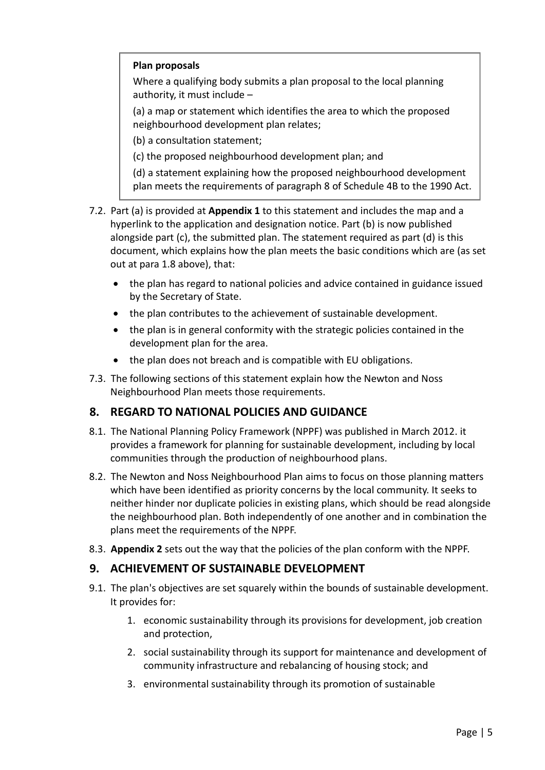> **Plan proposals**
>
> Where a qualifying body submits a plan proposal to the local planning authority, it must include –
>
> (a) a map or statement which identifies the area to which the proposed neighbourhood development plan relates;
>
> (b) a consultation statement;
>
> (c) the proposed neighbourhood development plan; and
>
> (d) a statement explaining how the proposed neighbourhood development plan meets the requirements of paragraph 8 of Schedule 4B to the 1990 Act.

7.2. Part (a) is provided at **Appendix 1** to this statement and includes the map and a hyperlink to the application and designation notice. Part (b) is now published alongside part (c), the submitted plan. The statement required as part (d) is this document, which explains how the plan meets the basic conditions which are (as set out at para 1.8 above), that:

- the plan has regard to national policies and advice contained in guidance issued by the Secretary of State.
- the plan contributes to the achievement of sustainable development.
- the plan is in general conformity with the strategic policies contained in the development plan for the area.
- the plan does not breach and is compatible with EU obligations.

7.3. The following sections of this statement explain how the Newton and Noss Neighbourhood Plan meets those requirements.

## 8. REGARD TO NATIONAL POLICIES AND GUIDANCE

8.1. The National Planning Policy Framework (NPPF) was published in March 2012. it provides a framework for planning for sustainable development, including by local communities through the production of neighbourhood plans.

8.2. The Newton and Noss Neighbourhood Plan aims to focus on those planning matters which have been identified as priority concerns by the local community. It seeks to neither hinder nor duplicate policies in existing plans, which should be read alongside the neighbourhood plan. Both independently of one another and in combination the plans meet the requirements of the NPPF.

8.3. **Appendix 2** sets out the way that the policies of the plan conform with the NPPF.

## 9. ACHIEVEMENT OF SUSTAINABLE DEVELOPMENT

9.1. The plan's objectives are set squarely within the bounds of sustainable development. It provides for:

1. economic sustainability through its provisions for development, job creation and protection,
2. social sustainability through its support for maintenance and development of community infrastructure and rebalancing of housing stock; and
3. environmental sustainability through its promotion of sustainable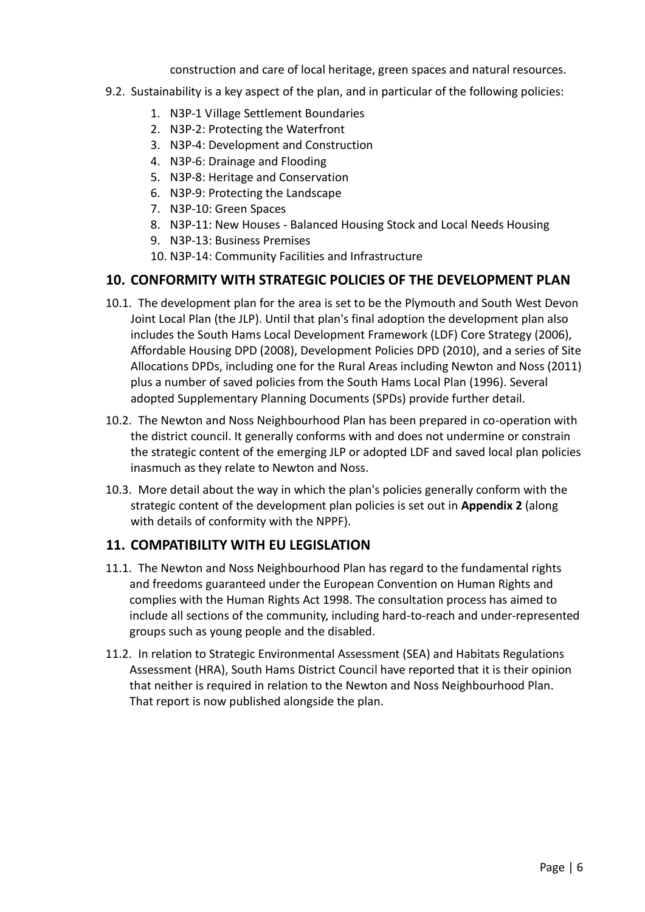construction and care of local heritage, green spaces and natural resources.

9.2. Sustainability is a key aspect of the plan, and in particular of the following policies:

1. N3P-1 Village Settlement Boundaries
2. N3P-2: Protecting the Waterfront
3. N3P-4: Development and Construction
4. N3P-6: Drainage and Flooding
5. N3P-8: Heritage and Conservation
6. N3P-9: Protecting the Landscape
7. N3P-10: Green Spaces
8. N3P-11: New Houses - Balanced Housing Stock and Local Needs Housing
9. N3P-13: Business Premises
10. N3P-14: Community Facilities and Infrastructure

## 10. CONFORMITY WITH STRATEGIC POLICIES OF THE DEVELOPMENT PLAN

10.1. The development plan for the area is set to be the Plymouth and South West Devon Joint Local Plan (the JLP). Until that plan's final adoption the development plan also includes the South Hams Local Development Framework (LDF) Core Strategy (2006), Affordable Housing DPD (2008), Development Policies DPD (2010), and a series of Site Allocations DPDs, including one for the Rural Areas including Newton and Noss (2011) plus a number of saved policies from the South Hams Local Plan (1996). Several adopted Supplementary Planning Documents (SPDs) provide further detail.

10.2. The Newton and Noss Neighbourhood Plan has been prepared in co-operation with the district council. It generally conforms with and does not undermine or constrain the strategic content of the emerging JLP or adopted LDF and saved local plan policies inasmuch as they relate to Newton and Noss.

10.3. More detail about the way in which the plan's policies generally conform with the strategic content of the development plan policies is set out in **Appendix 2** (along with details of conformity with the NPPF).

## 11. COMPATIBILITY WITH EU LEGISLATION

11.1. The Newton and Noss Neighbourhood Plan has regard to the fundamental rights and freedoms guaranteed under the European Convention on Human Rights and complies with the Human Rights Act 1998. The consultation process has aimed to include all sections of the community, including hard-to-reach and under-represented groups such as young people and the disabled.

11.2. In relation to Strategic Environmental Assessment (SEA) and Habitats Regulations Assessment (HRA), South Hams District Council have reported that it is their opinion that neither is required in relation to the Newton and Noss Neighbourhood Plan. That report is now published alongside the plan.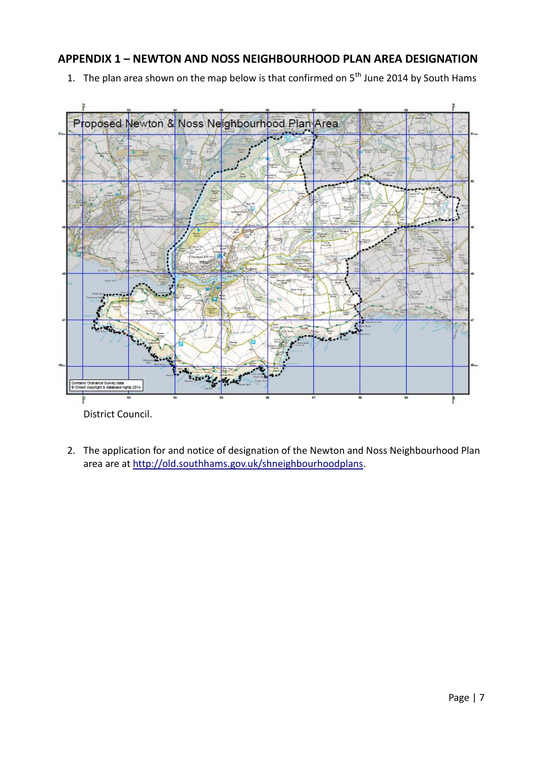## APPENDIX 1 – NEWTON AND NOSS NEIGHBOURHOOD PLAN AREA DESIGNATION

1. The plan area shown on the map below is that confirmed on 5th June 2014 by South Hams District Council.

2. The application for and notice of designation of the Newton and Noss Neighbourhood Plan area are at http://old.southhams.gov.uk/shneighbourhoodplans.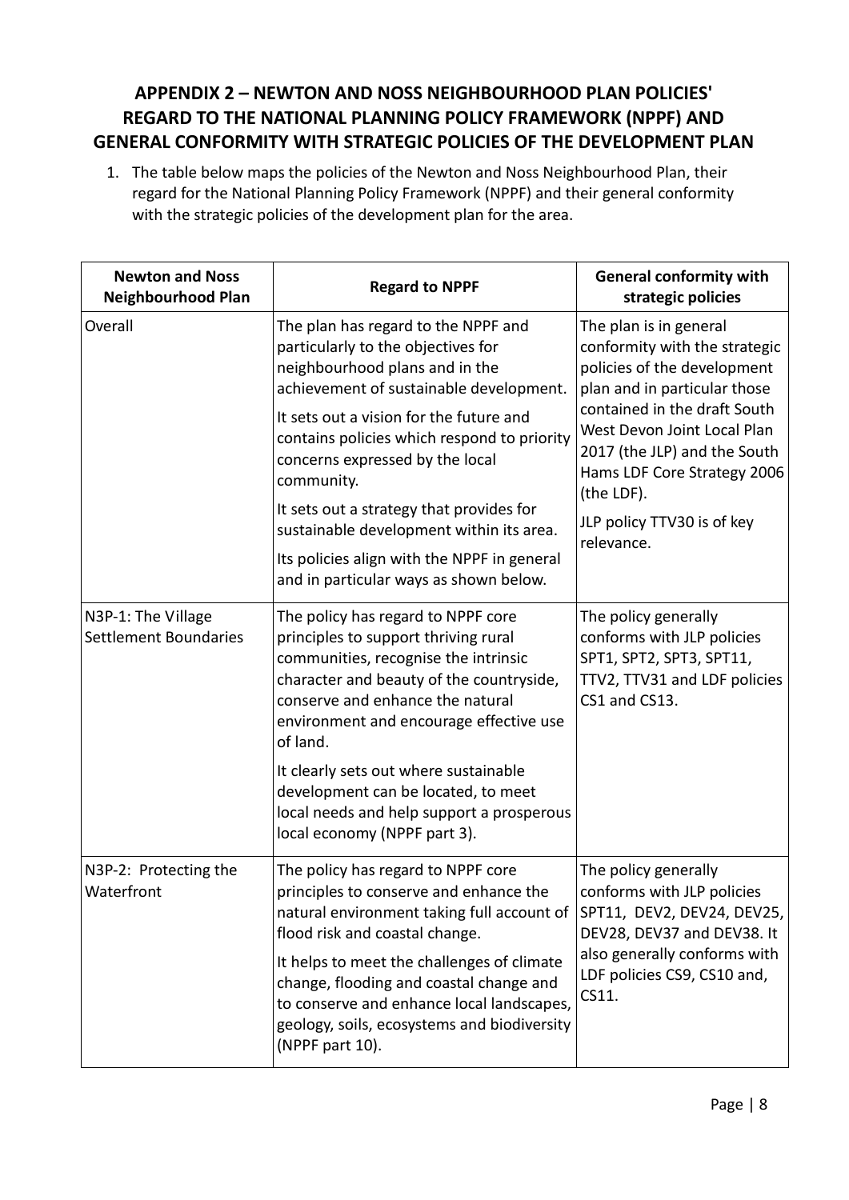## APPENDIX 2 – NEWTON AND NOSS NEIGHBOURHOOD PLAN POLICIES' REGARD TO THE NATIONAL PLANNING POLICY FRAMEWORK (NPPF) AND GENERAL CONFORMITY WITH STRATEGIC POLICIES OF THE DEVELOPMENT PLAN

1. The table below maps the policies of the Newton and Noss Neighbourhood Plan, their regard for the National Planning Policy Framework (NPPF) and their general conformity with the strategic policies of the development plan for the area.

| Newton and Noss Neighbourhood Plan | Regard to NPPF | General conformity with strategic policies |
|---|---|---|
| Overall | The plan has regard to the NPPF and particularly to the objectives for neighbourhood plans and in the achievement of sustainable development.<br><br>It sets out a vision for the future and contains policies which respond to priority concerns expressed by the local community.<br><br>It sets out a strategy that provides for sustainable development within its area.<br><br>Its policies align with the NPPF in general and in particular ways as shown below. | The plan is in general conformity with the strategic policies of the development plan and in particular those contained in the draft South West Devon Joint Local Plan 2017 (the JLP) and the South Hams LDF Core Strategy 2006 (the LDF).<br><br>JLP policy TTV30 is of key relevance. |
| N3P-1: The Village Settlement Boundaries | The policy has regard to NPPF core principles to support thriving rural communities, recognise the intrinsic character and beauty of the countryside, conserve and enhance the natural environment and encourage effective use of land.<br><br>It clearly sets out where sustainable development can be located, to meet local needs and help support a prosperous local economy (NPPF part 3). | The policy generally conforms with JLP policies SPT1, SPT2, SPT3, SPT11, TTV2, TTV31 and LDF policies CS1 and CS13. |
| N3P-2: Protecting the Waterfront | The policy has regard to NPPF core principles to conserve and enhance the natural environment taking full account of flood risk and coastal change.<br><br>It helps to meet the challenges of climate change, flooding and coastal change and to conserve and enhance local landscapes, geology, soils, ecosystems and biodiversity (NPPF part 10). | The policy generally conforms with JLP policies SPT11, DEV2, DEV24, DEV25, DEV28, DEV37 and DEV38. It also generally conforms with LDF policies CS9, CS10 and, CS11. |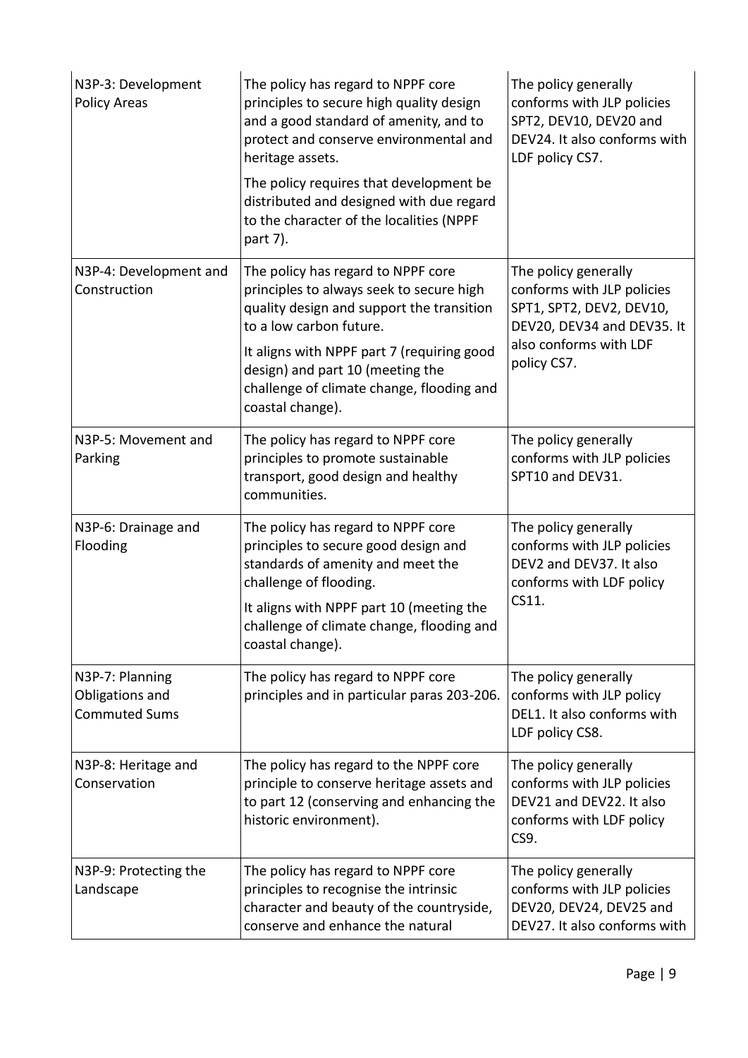| N3P-3: Development Policy Areas | The policy has regard to NPPF core principles to secure high quality design and a good standard of amenity, and to protect and conserve environmental and heritage assets. The policy requires that development be distributed and designed with due regard to the character of the localities (NPPF part 7). | The policy generally conforms with JLP policies SPT2, DEV10, DEV20 and DEV24. It also conforms with LDF policy CS7. |
|---|---|---|
| N3P-4: Development and Construction | The policy has regard to NPPF core principles to always seek to secure high quality design and support the transition to a low carbon future. It aligns with NPPF part 7 (requiring good design) and part 10 (meeting the challenge of climate change, flooding and coastal change). | The policy generally conforms with JLP policies SPT1, SPT2, DEV2, DEV10, DEV20, DEV34 and DEV35. It also conforms with LDF policy CS7. |
| N3P-5: Movement and Parking | The policy has regard to NPPF core principles to promote sustainable transport, good design and healthy communities. | The policy generally conforms with JLP policies SPT10 and DEV31. |
| N3P-6: Drainage and Flooding | The policy has regard to NPPF core principles to secure good design and standards of amenity and meet the challenge of flooding. It aligns with NPPF part 10 (meeting the challenge of climate change, flooding and coastal change). | The policy generally conforms with JLP policies DEV2 and DEV37. It also conforms with LDF policy CS11. |
| N3P-7: Planning Obligations and Commuted Sums | The policy has regard to NPPF core principles and in particular paras 203-206. | The policy generally conforms with JLP policy DEL1. It also conforms with LDF policy CS8. |
| N3P-8: Heritage and Conservation | The policy has regard to the NPPF core principle to conserve heritage assets and to part 12 (conserving and enhancing the historic environment). | The policy generally conforms with JLP policies DEV21 and DEV22. It also conforms with LDF policy CS9. |
| N3P-9: Protecting the Landscape | The policy has regard to NPPF core principles to recognise the intrinsic character and beauty of the countryside, conserve and enhance the natural | The policy generally conforms with JLP policies DEV20, DEV24, DEV25 and DEV27. It also conforms with |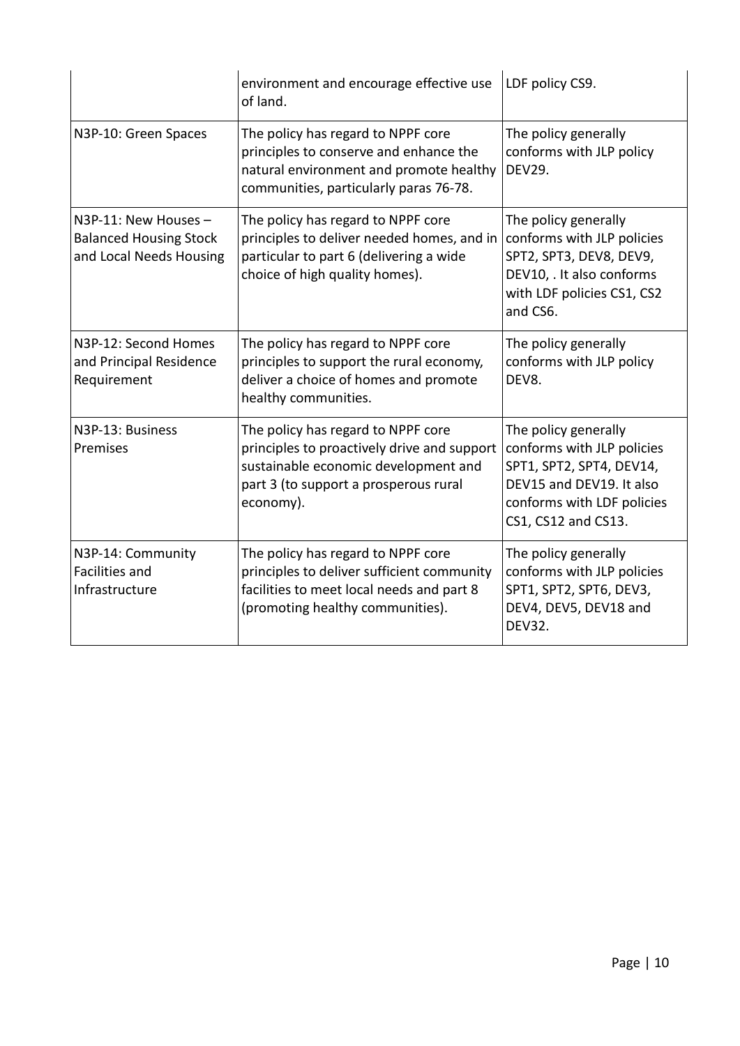| | | |
|---|---|---|
| | environment and encourage effective use of land. | LDF policy CS9. |
| N3P-10: Green Spaces | The policy has regard to NPPF core principles to conserve and enhance the natural environment and promote healthy communities, particularly paras 76-78. | The policy generally conforms with JLP policy DEV29. |
| N3P-11: New Houses – Balanced Housing Stock and Local Needs Housing | The policy has regard to NPPF core principles to deliver needed homes, and in particular to part 6 (delivering a wide choice of high quality homes). | The policy generally conforms with JLP policies SPT2, SPT3, DEV8, DEV9, DEV10, . It also conforms with LDF policies CS1, CS2 and CS6. |
| N3P-12: Second Homes and Principal Residence Requirement | The policy has regard to NPPF core principles to support the rural economy, deliver a choice of homes and promote healthy communities. | The policy generally conforms with JLP policy DEV8. |
| N3P-13: Business Premises | The policy has regard to NPPF core principles to proactively drive and support sustainable economic development and part 3 (to support a prosperous rural economy). | The policy generally conforms with JLP policies SPT1, SPT2, SPT4, DEV14, DEV15 and DEV19. It also conforms with LDF policies CS1, CS12 and CS13. |
| N3P-14: Community Facilities and Infrastructure | The policy has regard to NPPF core principles to deliver sufficient community facilities to meet local needs and part 8 (promoting healthy communities). | The policy generally conforms with JLP policies SPT1, SPT2, SPT6, DEV3, DEV4, DEV5, DEV18 and DEV32. |